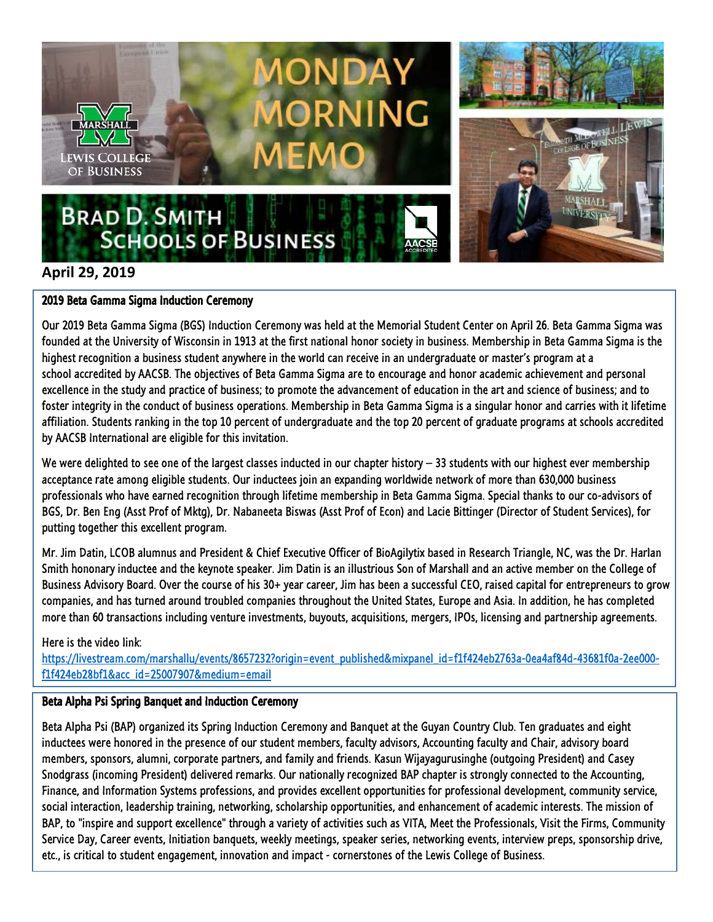# MONDAY MORNING MEMO

## BRAD D. SMITH SCHOOLS OF BUSINESS

**April 29, 2019**

### 2019 Beta Gamma Sigma Induction Ceremony

Our 2019 Beta Gamma Sigma (BGS) Induction Ceremony was held at the Memorial Student Center on April 26. Beta Gamma Sigma was founded at the University of Wisconsin in 1913 at the first national honor society in business. Membership in Beta Gamma Sigma is the highest recognition a business student anywhere in the world can receive in an undergraduate or master's program at a school accredited by AACSB. The objectives of Beta Gamma Sigma are to encourage and honor academic achievement and personal excellence in the study and practice of business; to promote the advancement of education in the art and science of business; and to foster integrity in the conduct of business operations. Membership in Beta Gamma Sigma is a singular honor and carries with it lifetime affiliation. Students ranking in the top 10 percent of undergraduate and the top 20 percent of graduate programs at schools accredited by AACSB International are eligible for this invitation.

We were delighted to see one of the largest classes inducted in our chapter history – 33 students with our highest ever membership acceptance rate among eligible students. Our inductees join an expanding worldwide network of more than 630,000 business professionals who have earned recognition through lifetime membership in Beta Gamma Sigma. Special thanks to our co-advisors of BGS, Dr. Ben Eng (Asst Prof of Mktg), Dr. Nabaneeta Biswas (Asst Prof of Econ) and Lacie Bittinger (Director of Student Services), for putting together this excellent program.

Mr. Jim Datin, LCOB alumnus and President & Chief Executive Officer of BioAgilytix based in Research Triangle, NC, was the Dr. Harlan Smith hononary inductee and the keynote speaker. Jim Datin is an illustrious Son of Marshall and an active member on the College of Business Advisory Board. Over the course of his 30+ year career, Jim has been a successful CEO, raised capital for entrepreneurs to grow companies, and has turned around troubled companies throughout the United States, Europe and Asia. In addition, he has completed more than 60 transactions including venture investments, buyouts, acquisitions, mergers, IPOs, licensing and partnership agreements.

Here is the video link:
https://livestream.com/marshallu/events/8657232?origin=event_published&mixpanel_id=f1f424eb2763a-0ea4af84d-43681f0a-2ee000-f1f424eb28bf1&acc_id=25007907&medium=email

### Beta Alpha Psi Spring Banquet and Induction Ceremony

Beta Alpha Psi (BAP) organized its Spring Induction Ceremony and Banquet at the Guyan Country Club. Ten graduates and eight inductees were honored in the presence of our student members, faculty advisors, Accounting faculty and Chair, advisory board members, sponsors, alumni, corporate partners, and family and friends. Kasun Wijayagurusinghe (outgoing President) and Casey Snodgrass (incoming President) delivered remarks. Our nationally recognized BAP chapter is strongly connected to the Accounting, Finance, and Information Systems professions, and provides excellent opportunities for professional development, community service, social interaction, leadership training, networking, scholarship opportunities, and enhancement of academic interests. The mission of BAP, to "inspire and support excellence" through a variety of activities such as VITA, Meet the Professionals, Visit the Firms, Community Service Day, Career events, Initiation banquets, weekly meetings, speaker series, networking events, interview preps, sponsorship drive, etc., is critical to student engagement, innovation and impact - cornerstones of the Lewis College of Business.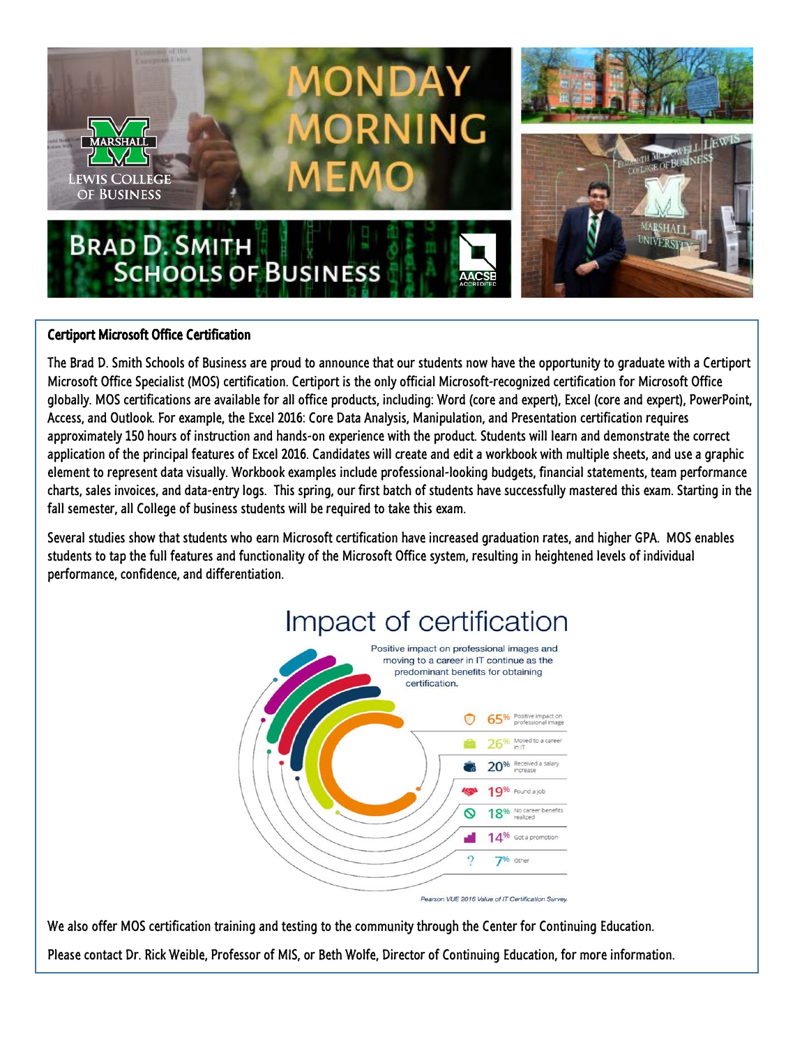# MONDAY MORNING MEMO

MARSHALL
LEWIS COLLEGE OF BUSINESS

BRAD D. SMITH SCHOOLS OF BUSINESS

AACSB ACCREDITED

**Certiport Microsoft Office Certification**

The Brad D. Smith Schools of Business are proud to announce that our students now have the opportunity to graduate with a Certiport Microsoft Office Specialist (MOS) certification. Certiport is the only official Microsoft-recognized certification for Microsoft Office globally. MOS certifications are available for all office products, including: Word (core and expert), Excel (core and expert), PowerPoint, Access, and Outlook. For example, the Excel 2016: Core Data Analysis, Manipulation, and Presentation certification requires approximately 150 hours of instruction and hands-on experience with the product. Students will learn and demonstrate the correct application of the principal features of Excel 2016. Candidates will create and edit a workbook with multiple sheets, and use a graphic element to represent data visually. Workbook examples include professional-looking budgets, financial statements, team performance charts, sales invoices, and data-entry logs. This spring, our first batch of students have successfully mastered this exam. Starting in the fall semester, all College of business students will be required to take this exam.

Several studies show that students who earn Microsoft certification have increased graduation rates, and higher GPA. MOS enables students to tap the full features and functionality of the Microsoft Office system, resulting in heightened levels of individual performance, confidence, and differentiation.

Impact of certification

Positive impact on professional images and moving to a career in IT continue as the predominant benefits for obtaining certification.

65% Positive impact on professional image
26% Moved to a career in IT
20% Received a salary increase
19% Found a job
18% No career benefits realized
14% Got a promotion
7% Other

Pearson VUE 2016 Value of IT Certification Survey.

We also offer MOS certification training and testing to the community through the Center for Continuing Education.

Please contact Dr. Rick Weible, Professor of MIS, or Beth Wolfe, Director of Continuing Education, for more information.